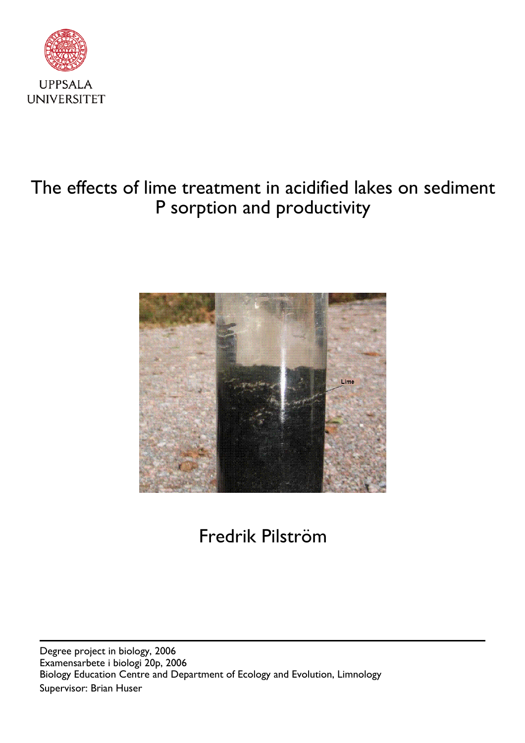UPPSALA
UNIVERSITET

# The effects of lime treatment in acidified lakes on sediment P sorption and productivity

Fredrik Pilström

Degree project in biology, 2006
Examensarbete i biologi 20p, 2006
Biology Education Centre and Department of Ecology and Evolution, Limnology
Supervisor: Brian Huser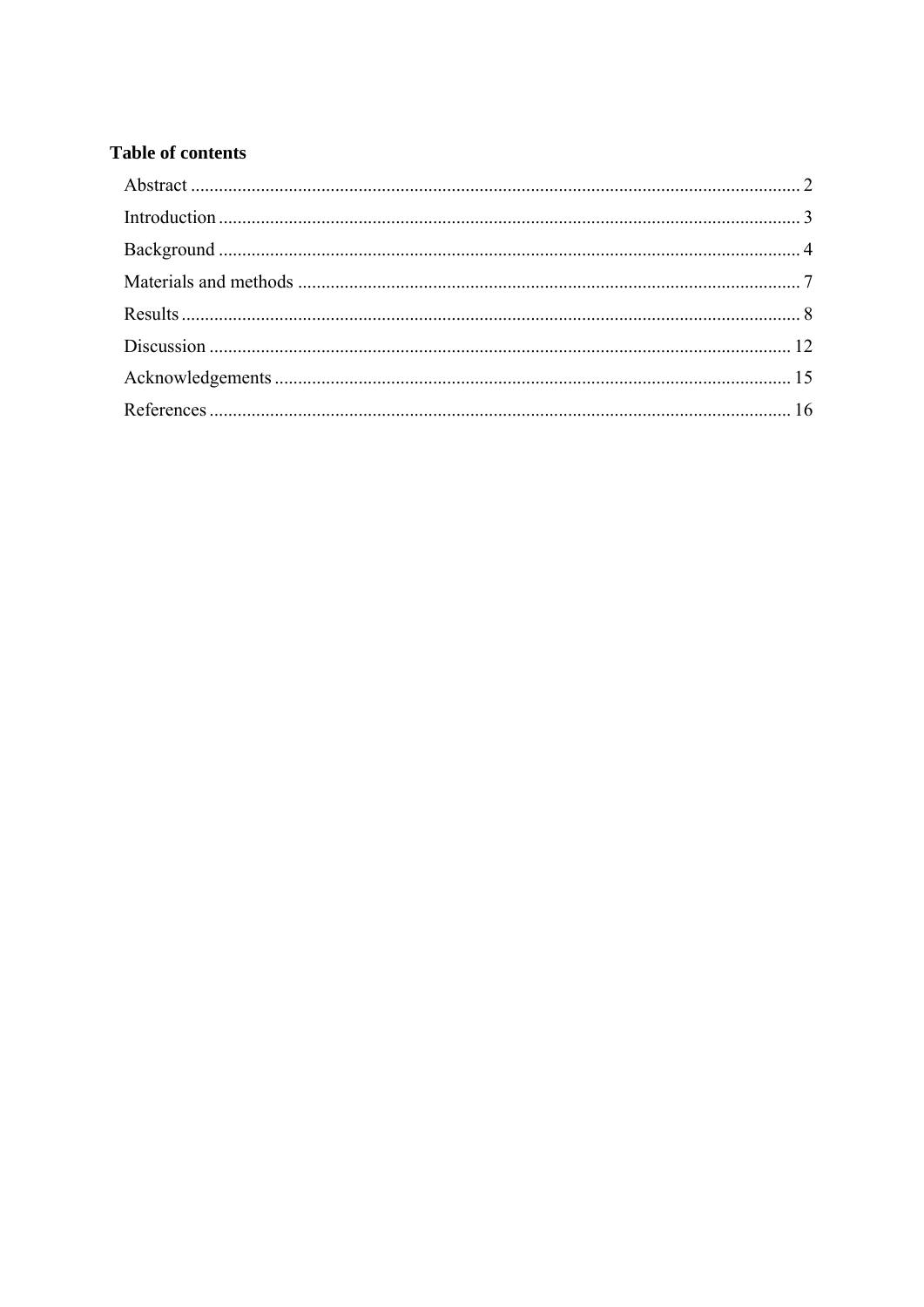**Table of contents**

Abstract ........................................................................................................................ 2

Introduction .................................................................................................................. 3

Background .................................................................................................................. 4

Materials and methods ................................................................................................. 7

Results .......................................................................................................................... 8

Discussion .................................................................................................................. 12

Acknowledgements .................................................................................................... 15

References .................................................................................................................. 16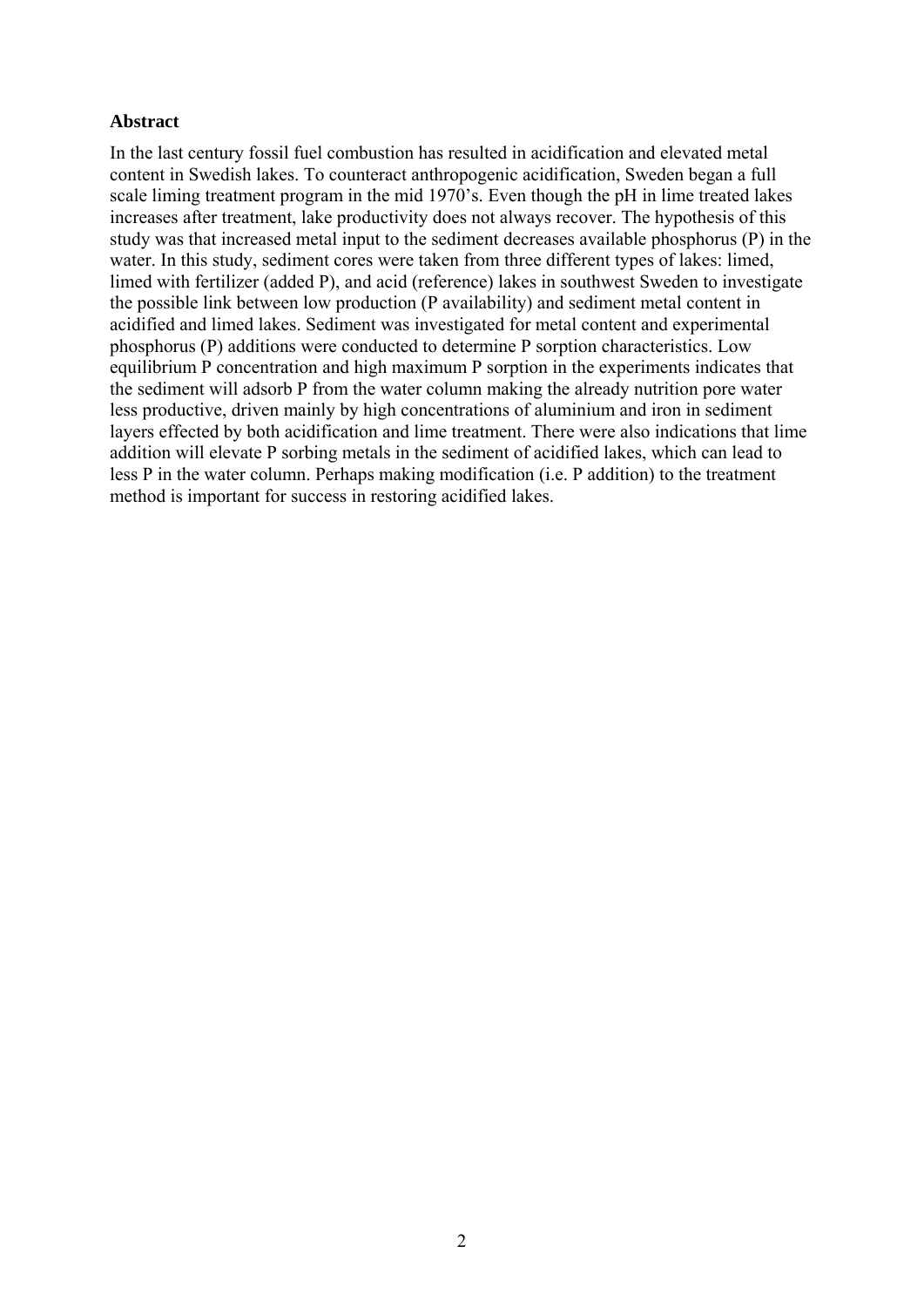**Abstract**

In the last century fossil fuel combustion has resulted in acidification and elevated metal content in Swedish lakes. To counteract anthropogenic acidification, Sweden began a full scale liming treatment program in the mid 1970's. Even though the pH in lime treated lakes increases after treatment, lake productivity does not always recover. The hypothesis of this study was that increased metal input to the sediment decreases available phosphorus (P) in the water. In this study, sediment cores were taken from three different types of lakes: limed, limed with fertilizer (added P), and acid (reference) lakes in southwest Sweden to investigate the possible link between low production (P availability) and sediment metal content in acidified and limed lakes. Sediment was investigated for metal content and experimental phosphorus (P) additions were conducted to determine P sorption characteristics. Low equilibrium P concentration and high maximum P sorption in the experiments indicates that the sediment will adsorb P from the water column making the already nutrition pore water less productive, driven mainly by high concentrations of aluminium and iron in sediment layers effected by both acidification and lime treatment. There were also indications that lime addition will elevate P sorbing metals in the sediment of acidified lakes, which can lead to less P in the water column. Perhaps making modification (i.e. P addition) to the treatment method is important for success in restoring acidified lakes.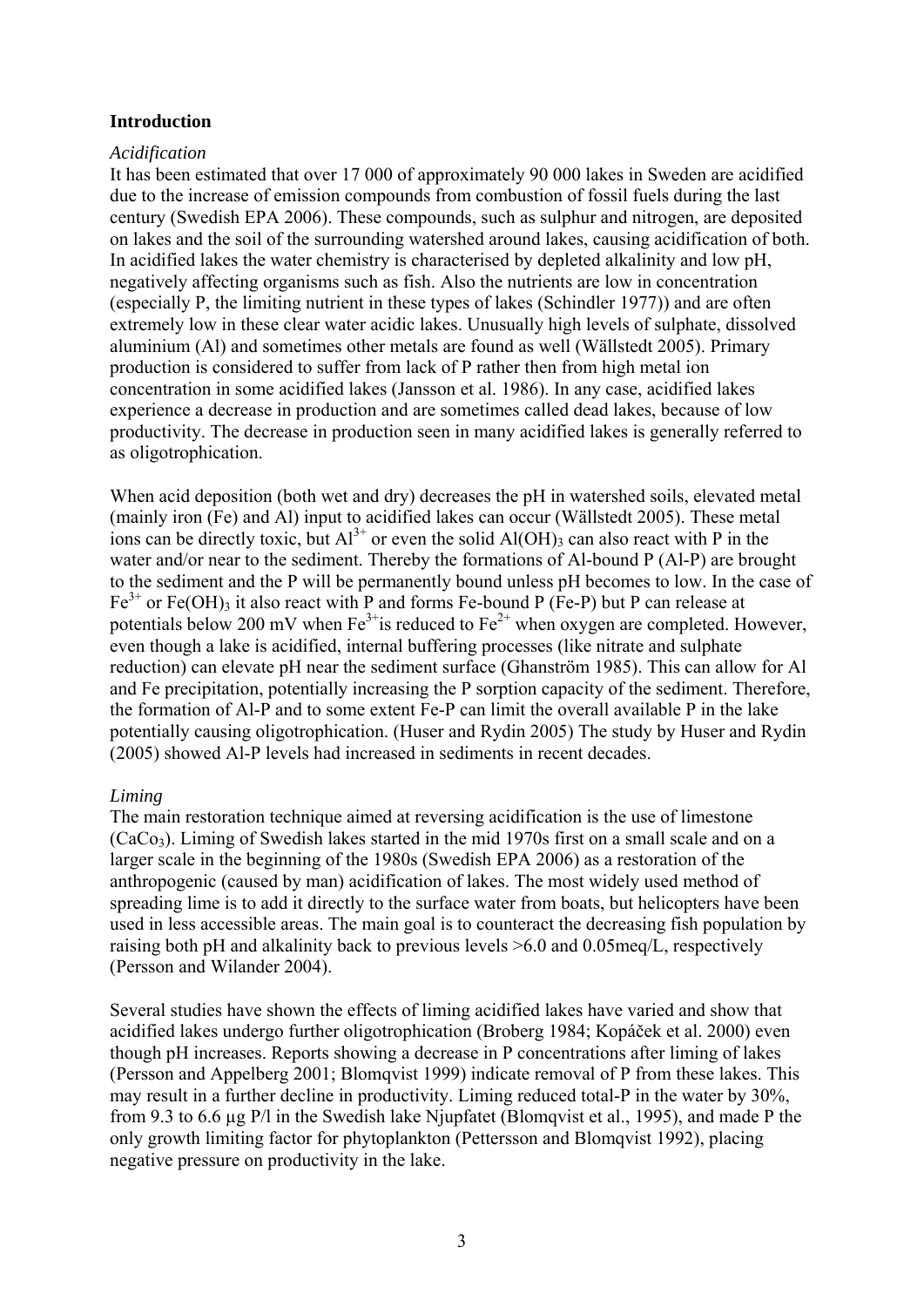## Introduction

### *Acidification*

It has been estimated that over 17 000 of approximately 90 000 lakes in Sweden are acidified due to the increase of emission compounds from combustion of fossil fuels during the last century (Swedish EPA 2006). These compounds, such as sulphur and nitrogen, are deposited on lakes and the soil of the surrounding watershed around lakes, causing acidification of both. In acidified lakes the water chemistry is characterised by depleted alkalinity and low pH, negatively affecting organisms such as fish. Also the nutrients are low in concentration (especially P, the limiting nutrient in these types of lakes (Schindler 1977)) and are often extremely low in these clear water acidic lakes. Unusually high levels of sulphate, dissolved aluminium (Al) and sometimes other metals are found as well (Wällstedt 2005). Primary production is considered to suffer from lack of P rather then from high metal ion concentration in some acidified lakes (Jansson et al. 1986). In any case, acidified lakes experience a decrease in production and are sometimes called dead lakes, because of low productivity. The decrease in production seen in many acidified lakes is generally referred to as oligotrophication.

When acid deposition (both wet and dry) decreases the pH in watershed soils, elevated metal (mainly iron (Fe) and Al) input to acidified lakes can occur (Wällstedt 2005). These metal ions can be directly toxic, but $Al^{3+}$ or even the solid $Al(OH)_3$ can also react with P in the water and/or near to the sediment. Thereby the formations of Al-bound P (Al-P) are brought to the sediment and the P will be permanently bound unless pH becomes to low. In the case of $Fe^{3+}$ or $Fe(OH)_3$ it also react with P and forms Fe-bound P (Fe-P) but P can release at potentials below 200 mV when $Fe^{3+}$is reduced to $Fe^{2+}$ when oxygen are completed. However, even though a lake is acidified, internal buffering processes (like nitrate and sulphate reduction) can elevate pH near the sediment surface (Ghanström 1985). This can allow for Al and Fe precipitation, potentially increasing the P sorption capacity of the sediment. Therefore, the formation of Al-P and to some extent Fe-P can limit the overall available P in the lake potentially causing oligotrophication. (Huser and Rydin 2005) The study by Huser and Rydin (2005) showed Al-P levels had increased in sediments in recent decades.

### *Liming*

The main restoration technique aimed at reversing acidification is the use of limestone ($CaCo_3$). Liming of Swedish lakes started in the mid 1970s first on a small scale and on a larger scale in the beginning of the 1980s (Swedish EPA 2006) as a restoration of the anthropogenic (caused by man) acidification of lakes. The most widely used method of spreading lime is to add it directly to the surface water from boats, but helicopters have been used in less accessible areas. The main goal is to counteract the decreasing fish population by raising both pH and alkalinity back to previous levels >6.0 and 0.05meq/L, respectively (Persson and Wilander 2004).

Several studies have shown the effects of liming acidified lakes have varied and show that acidified lakes undergo further oligotrophication (Broberg 1984; Kopáček et al. 2000) even though pH increases. Reports showing a decrease in P concentrations after liming of lakes (Persson and Appelberg 2001; Blomqvist 1999) indicate removal of P from these lakes. This may result in a further decline in productivity. Liming reduced total-P in the water by 30%, from 9.3 to 6.6 µg P/l in the Swedish lake Njupfatet (Blomqvist et al., 1995), and made P the only growth limiting factor for phytoplankton (Pettersson and Blomqvist 1992), placing negative pressure on productivity in the lake.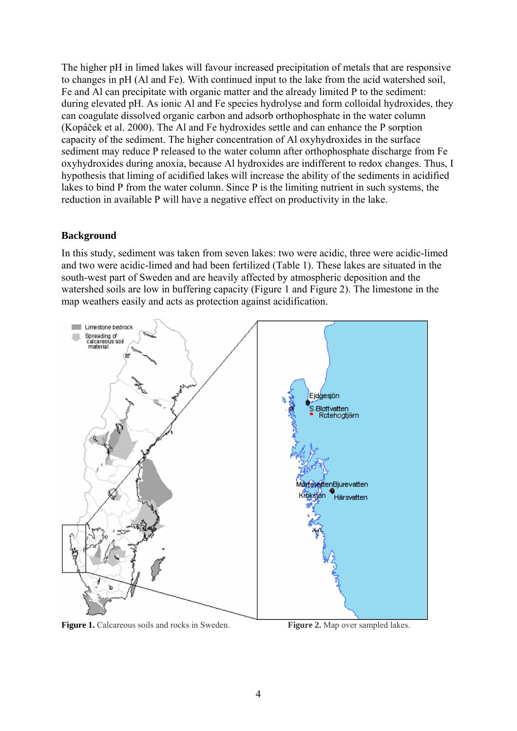The higher pH in limed lakes will favour increased precipitation of metals that are responsive to changes in pH (Al and Fe). With continued input to the lake from the acid watershed soil, Fe and Al can precipitate with organic matter and the already limited P to the sediment: during elevated pH. As ionic Al and Fe species hydrolyse and form colloidal hydroxides, they can coagulate dissolved organic carbon and adsorb orthophosphate in the water column (Kopáček et al. 2000). The Al and Fe hydroxides settle and can enhance the P sorption capacity of the sediment. The higher concentration of Al oxyhydroxides in the surface sediment may reduce P released to the water column after orthophosphate discharge from Fe oxyhydroxides during anoxia, because Al hydroxides are indifferent to redox changes. Thus, I hypothesis that liming of acidified lakes will increase the ability of the sediments in acidified lakes to bind P from the water column. Since P is the limiting nutrient in such systems, the reduction in available P will have a negative effect on productivity in the lake.

## Background

In this study, sediment was taken from seven lakes: two were acidic, three were acidic-limed and two were acidic-limed and had been fertilized (Table 1). These lakes are situated in the south-west part of Sweden and are heavily affected by atmospheric deposition and the watershed soils are low in buffering capacity (Figure 1 and Figure 2). The limestone in the map weathers easily and acts as protection against acidification.

**Figure 1.** Calcareous soils and rocks in Sweden.

**Figure 2.** Map over sampled lakes.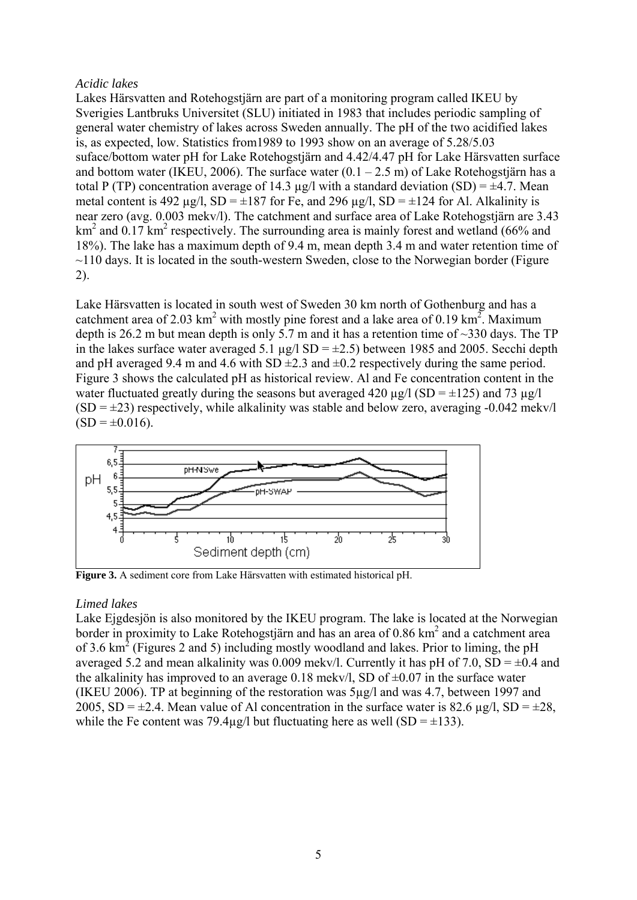*Acidic lakes*

Lakes Härsvatten and Rotehogstjärn are part of a monitoring program called IKEU by Sverigies Lantbruks Universitet (SLU) initiated in 1983 that includes periodic sampling of general water chemistry of lakes across Sweden annually. The pH of the two acidified lakes is, as expected, low. Statistics from1989 to 1993 show on an average of 5.28/5.03 suface/bottom water pH for Lake Rotehogstjärn and 4.42/4.47 pH for Lake Härsvatten surface and bottom water (IKEU, 2006). The surface water (0.1 – 2.5 m) of Lake Rotehogstjärn has a total P (TP) concentration average of 14.3 µg/l with a standard deviation (SD) = ±4.7. Mean metal content is 492 µg/l, SD = ±187 for Fe, and 296 µg/l, SD = ±124 for Al. Alkalinity is near zero (avg. 0.003 mekv/l). The catchment and surface area of Lake Rotehogstjärn are 3.43 km$^2$ and 0.17 km$^2$ respectively. The surrounding area is mainly forest and wetland (66% and 18%). The lake has a maximum depth of 9.4 m, mean depth 3.4 m and water retention time of ~110 days. It is located in the south-western Sweden, close to the Norwegian border (Figure 2).

Lake Härsvatten is located in south west of Sweden 30 km north of Gothenburg and has a catchment area of 2.03 km$^2$ with mostly pine forest and a lake area of 0.19 km$^2$. Maximum depth is 26.2 m but mean depth is only 5.7 m and it has a retention time of ~330 days. The TP in the lakes surface water averaged 5.1 µg/l SD = ±2.5) between 1985 and 2005. Secchi depth and pH averaged 9.4 m and 4.6 with SD ±2.3 and ±0.2 respectively during the same period. Figure 3 shows the calculated pH as historical review. Al and Fe concentration content in the water fluctuated greatly during the seasons but averaged 420 µg/l (SD = ±125) and 73 µg/l (SD = ±23) respectively, while alkalinity was stable and below zero, averaging -0.042 mekv/l (SD = ±0.016).

**Figure 3.** A sediment core from Lake Härsvatten with estimated historical pH.

*Limed lakes*

Lake Ejgdesjön is also monitored by the IKEU program. The lake is located at the Norwegian border in proximity to Lake Rotehogstjärn and has an area of 0.86 km$^2$ and a catchment area of 3.6 km$^2$ (Figures 2 and 5) including mostly woodland and lakes. Prior to liming, the pH averaged 5.2 and mean alkalinity was 0.009 mekv/l. Currently it has pH of 7.0, SD = ±0.4 and the alkalinity has improved to an average 0.18 mekv/l, SD of ±0.07 in the surface water (IKEU 2006). TP at beginning of the restoration was 5µg/l and was 4.7, between 1997 and 2005, SD = ±2.4. Mean value of Al concentration in the surface water is 82.6 µg/l, SD = ±28, while the Fe content was 79.4µg/l but fluctuating here as well (SD = ±133).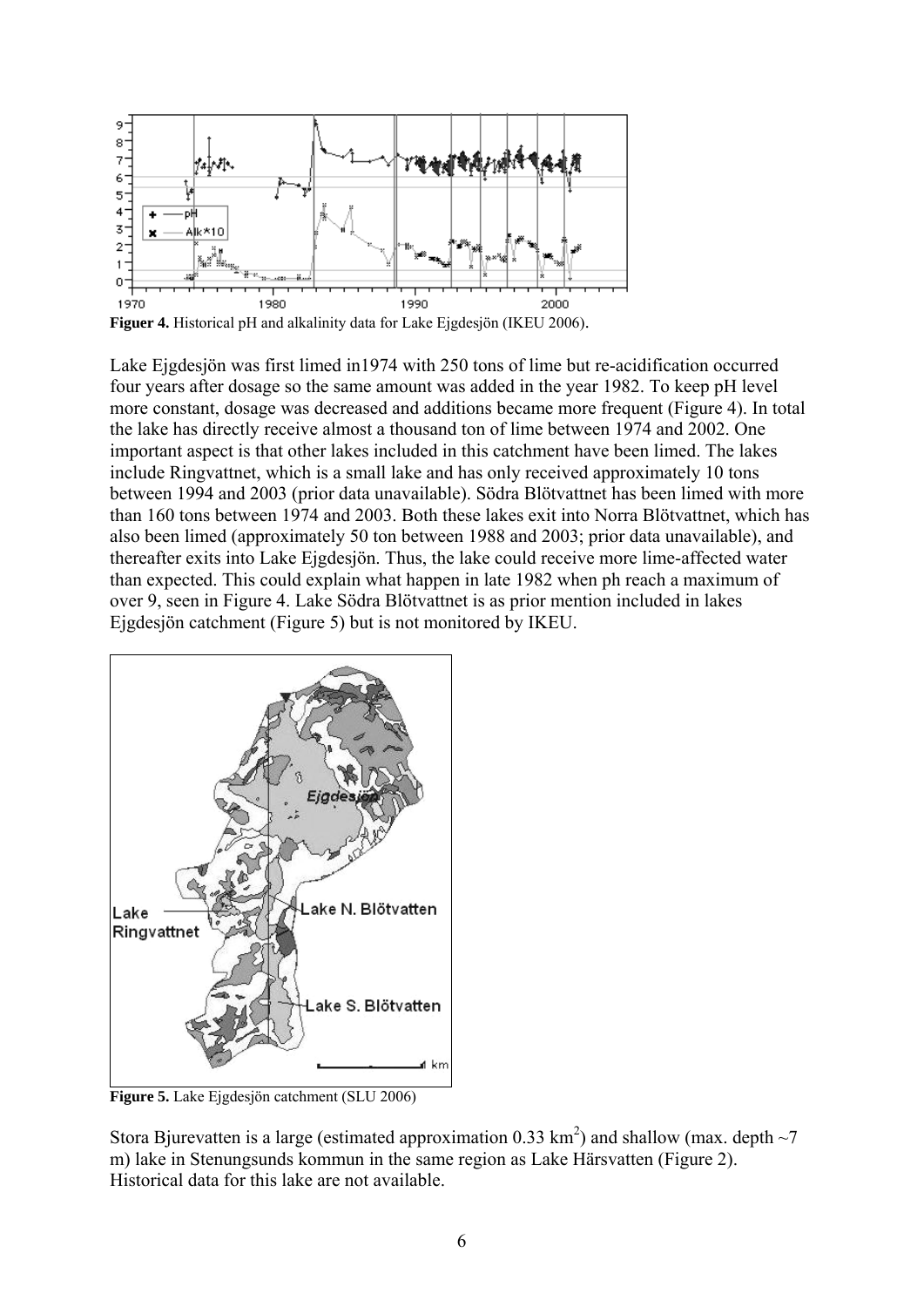**Figuer 4.** Historical pH and alkalinity data for Lake Ejgdesjön (IKEU 2006).

Lake Ejgdesjön was first limed in1974 with 250 tons of lime but re-acidification occurred four years after dosage so the same amount was added in the year 1982. To keep pH level more constant, dosage was decreased and additions became more frequent (Figure 4). In total the lake has directly receive almost a thousand ton of lime between 1974 and 2002. One important aspect is that other lakes included in this catchment have been limed. The lakes include Ringvattnet, which is a small lake and has only received approximately 10 tons between 1994 and 2003 (prior data unavailable). Södra Blötvattnet has been limed with more than 160 tons between 1974 and 2003. Both these lakes exit into Norra Blötvattnet, which has also been limed (approximately 50 ton between 1988 and 2003; prior data unavailable), and thereafter exits into Lake Ejgdesjön. Thus, the lake could receive more lime-affected water than expected. This could explain what happen in late 1982 when ph reach a maximum of over 9, seen in Figure 4. Lake Södra Blötvattnet is as prior mention included in lakes Ejgdesjön catchment (Figure 5) but is not monitored by IKEU.

**Figure 5.** Lake Ejgdesjön catchment (SLU 2006)

Stora Bjurevatten is a large (estimated approximation 0.33 km$^2$) and shallow (max. depth ~7 m) lake in Stenungsunds kommun in the same region as Lake Härsvatten (Figure 2). Historical data for this lake are not available.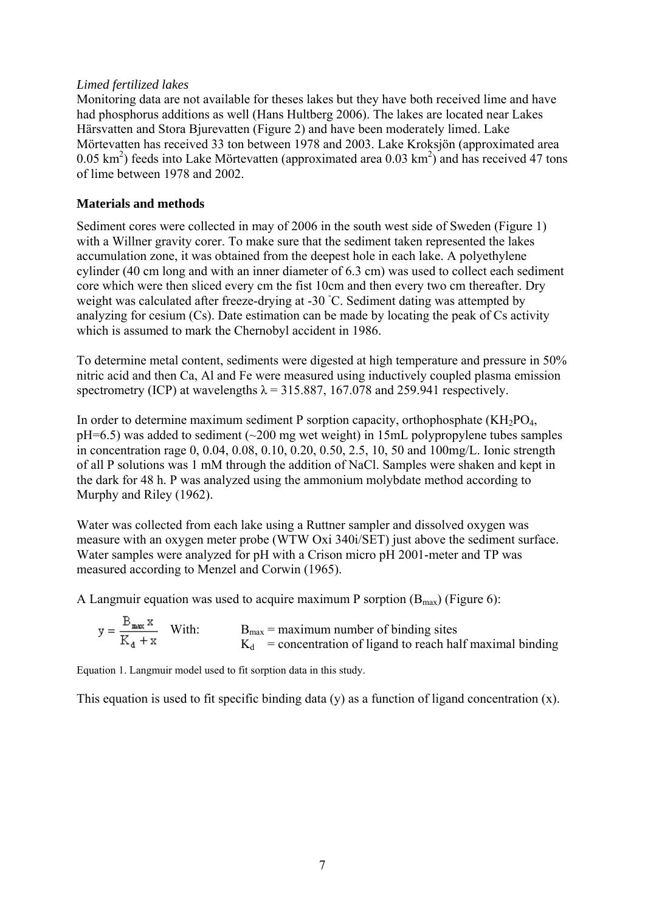*Limed fertilized lakes*
Monitoring data are not available for theses lakes but they have both received lime and have had phosphorus additions as well (Hans Hultberg 2006). The lakes are located near Lakes Härsvatten and Stora Bjurevatten (Figure 2) and have been moderately limed. Lake Mörtevatten has received 33 ton between 1978 and 2003. Lake Kroksjön (approximated area 0.05 $km^2$) feeds into Lake Mörtevatten (approximated area 0.03 $km^2$) and has received 47 tons of lime between 1978 and 2002.

## Materials and methods

Sediment cores were collected in may of 2006 in the south west side of Sweden (Figure 1) with a Willner gravity corer. To make sure that the sediment taken represented the lakes accumulation zone, it was obtained from the deepest hole in each lake. A polyethylene cylinder (40 cm long and with an inner diameter of 6.3 cm) was used to collect each sediment core which were then sliced every cm the fist 10cm and then every two cm thereafter. Dry weight was calculated after freeze-drying at -30 °C. Sediment dating was attempted by analyzing for cesium (Cs). Date estimation can be made by locating the peak of Cs activity which is assumed to mark the Chernobyl accident in 1986.

To determine metal content, sediments were digested at high temperature and pressure in 50% nitric acid and then Ca, Al and Fe were measured using inductively coupled plasma emission spectrometry (ICP) at wavelengths $\lambda$ = 315.887, 167.078 and 259.941 respectively.

In order to determine maximum sediment P sorption capacity, orthophosphate ($KH_2PO_4$, pH=6.5) was added to sediment (~200 mg wet weight) in 15mL polypropylene tubes samples in concentration rage 0, 0.04, 0.08, 0.10, 0.20, 0.50, 2.5, 10, 50 and 100mg/L. Ionic strength of all P solutions was 1 mM through the addition of NaCl. Samples were shaken and kept in the dark for 48 h. P was analyzed using the ammonium molybdate method according to Murphy and Riley (1962).

Water was collected from each lake using a Ruttner sampler and dissolved oxygen was measure with an oxygen meter probe (WTW Oxi 340i/SET) just above the sediment surface. Water samples were analyzed for pH with a Crison micro pH 2001-meter and TP was measured according to Menzel and Corwin (1965).

A Langmuir equation was used to acquire maximum P sorption ($B_{max}$) (Figure 6):

$$y = \frac{B_{max}\, x}{K_d + x}$$

With: $B_{max}$ = maximum number of binding sites
$K_d$ = concentration of ligand to reach half maximal binding

Equation 1. Langmuir model used to fit sorption data in this study.

This equation is used to fit specific binding data (y) as a function of ligand concentration (x).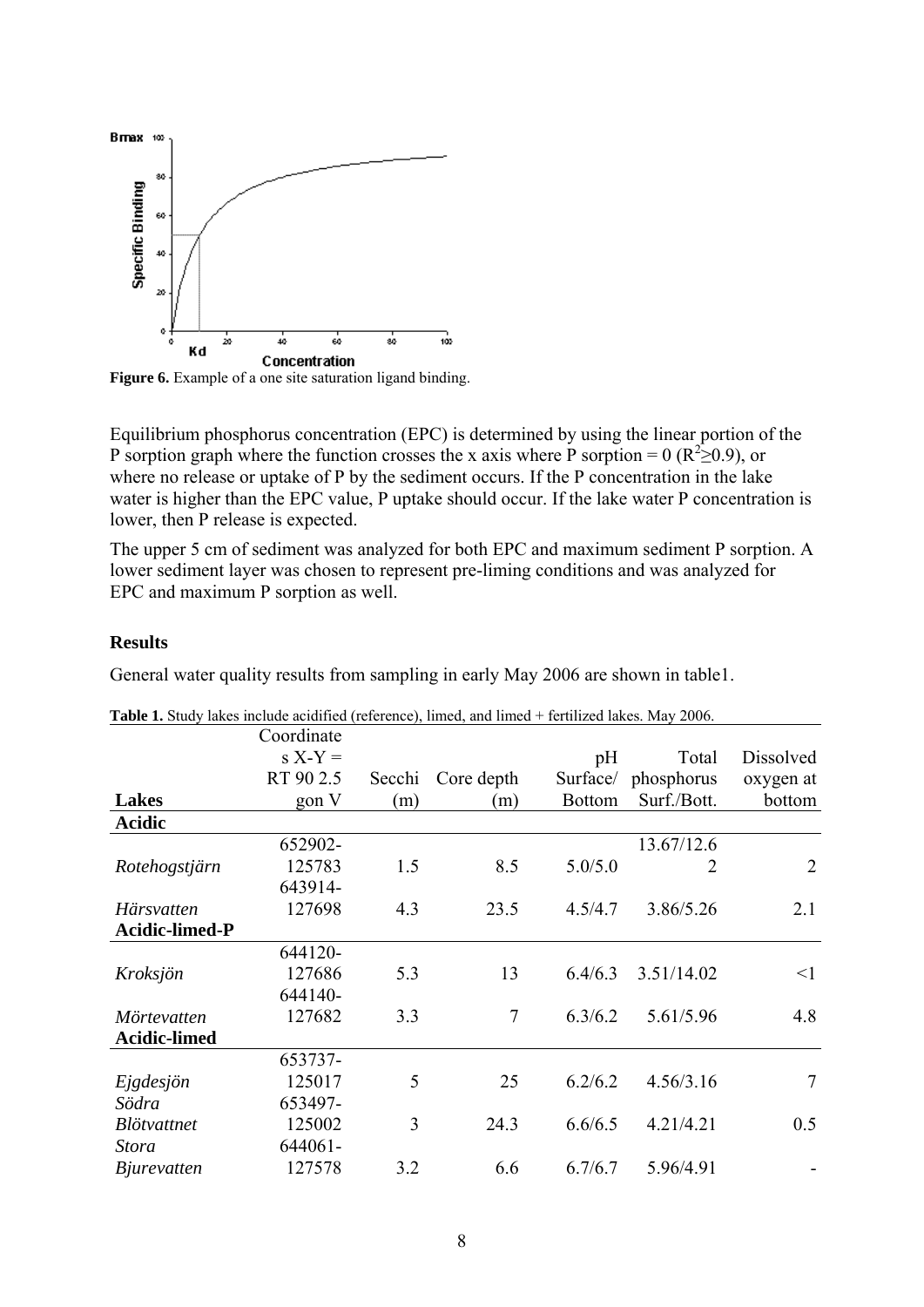**Figure 6.** Example of a one site saturation ligand binding.

Equilibrium phosphorus concentration (EPC) is determined by using the linear portion of the P sorption graph where the function crosses the x axis where P sorption = 0 ($R^2 \geq 0.9$), or where no release or uptake of P by the sediment occurs. If the P concentration in the lake water is higher than the EPC value, P uptake should occur. If the lake water P concentration is lower, then P release is expected.

The upper 5 cm of sediment was analyzed for both EPC and maximum sediment P sorption. A lower sediment layer was chosen to represent pre-liming conditions and was analyzed for EPC and maximum P sorption as well.

## Results

General water quality results from sampling in early May 2006 are shown in table1.

**Table 1.** Study lakes include acidified (reference), limed, and limed + fertilized lakes. May 2006.

| Lakes | Coordinates X-Y = RT 90 2.5 gon V | Secchi (m) | Core depth (m) | pH Surface/ Bottom | Total phosphorus Surf./Bott. | Dissolved oxygen at bottom |
|---|---|---|---|---|---|---|
| **Acidic** | | | | | | |
| *Rotehogstjärn* | 652902-125783 | 1.5 | 8.5 | 5.0/5.0 | 13.67/12.62 | 2 |
| *Härsvatten* | 643914-127698 | 4.3 | 23.5 | 4.5/4.7 | 3.86/5.26 | 2.1 |
| **Acidic-limed-P** | | | | | | |
| *Kroksjön* | 644120-127686 | 5.3 | 13 | 6.4/6.3 | 3.51/14.02 | <1 |
| *Mörtevatten* | 644140-127682 | 3.3 | 7 | 6.3/6.2 | 5.61/5.96 | 4.8 |
| **Acidic-limed** | | | | | | |
| *Ejgdesjön* | 653737-125017 | 5 | 25 | 6.2/6.2 | 4.56/3.16 | 7 |
| *Södra Blötvattnet* | 653497-125002 | 3 | 24.3 | 6.6/6.5 | 4.21/4.21 | 0.5 |
| *Stora Bjurevatten* | 644061-127578 | 3.2 | 6.6 | 6.7/6.7 | 5.96/4.91 | - |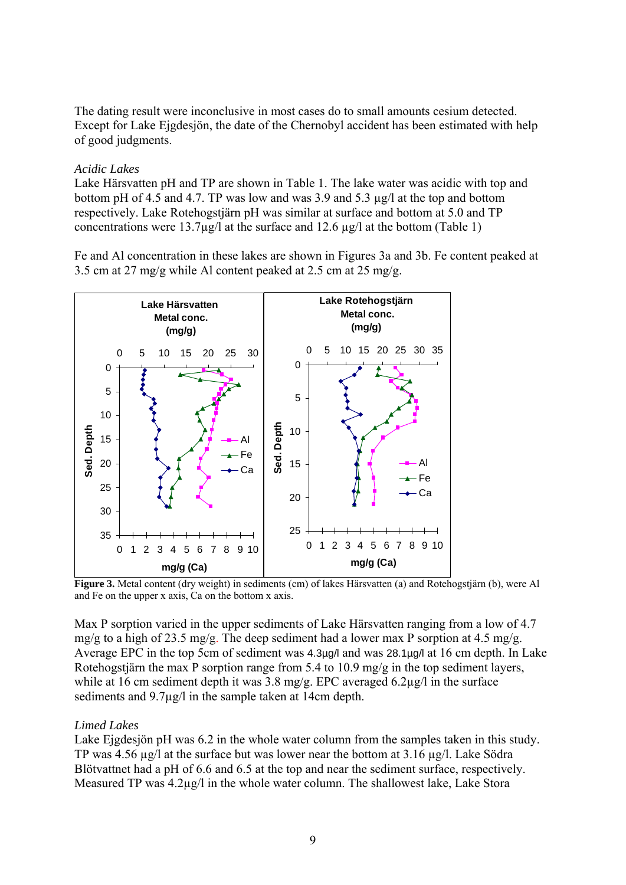The dating result were inconclusive in most cases do to small amounts cesium detected. Except for Lake Ejgdesjön, the date of the Chernobyl accident has been estimated with help of good judgments.

*Acidic Lakes*

Lake Härsvatten pH and TP are shown in Table 1. The lake water was acidic with top and bottom pH of 4.5 and 4.7. TP was low and was 3.9 and 5.3 µg/l at the top and bottom respectively. Lake Rotehogstjärn pH was similar at surface and bottom at 5.0 and TP concentrations were 13.7µg/l at the surface and 12.6 µg/l at the bottom (Table 1)

Fe and Al concentration in these lakes are shown in Figures 3a and 3b. Fe content peaked at 3.5 cm at 27 mg/g while Al content peaked at 2.5 cm at 25 mg/g.

**Figure 3.** Metal content (dry weight) in sediments (cm) of lakes Härsvatten (a) and Rotehogstjärn (b), were Al and Fe on the upper x axis, Ca on the bottom x axis.

Max P sorption varied in the upper sediments of Lake Härsvatten ranging from a low of 4.7 mg/g to a high of 23.5 mg/g. The deep sediment had a lower max P sorption at 4.5 mg/g. Average EPC in the top 5cm of sediment was 4.3µg/l and was 28.1µg/l at 16 cm depth. In Lake Rotehogstjärn the max P sorption range from 5.4 to 10.9 mg/g in the top sediment layers, while at 16 cm sediment depth it was 3.8 mg/g. EPC averaged 6.2µg/l in the surface sediments and 9.7µg/l in the sample taken at 14cm depth.

*Limed Lakes*

Lake Ejgdesjön pH was 6.2 in the whole water column from the samples taken in this study. TP was 4.56 µg/l at the surface but was lower near the bottom at 3.16 µg/l. Lake Södra Blötvattnet had a pH of 6.6 and 6.5 at the top and near the sediment surface, respectively. Measured TP was 4.2µg/l in the whole water column. The shallowest lake, Lake Stora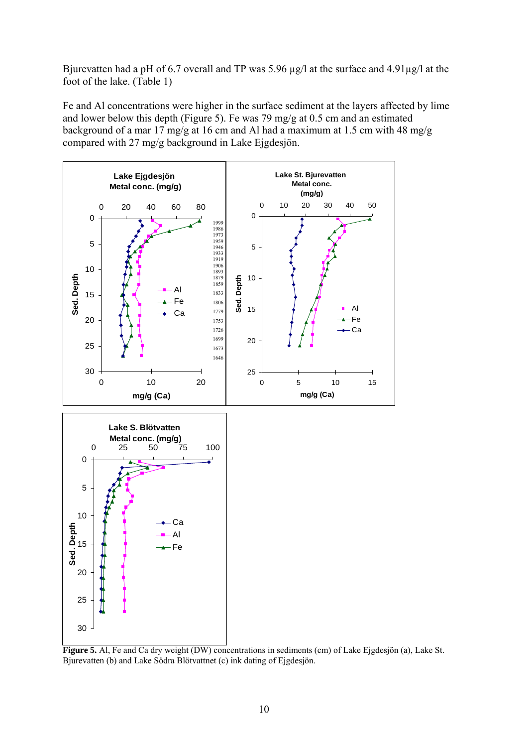Bjurevatten had a pH of 6.7 overall and TP was 5.96 µg/l at the surface and 4.91µg/l at the foot of the lake. (Table 1)

Fe and Al concentrations were higher in the surface sediment at the layers affected by lime and lower below this depth (Figure 5). Fe was 79 mg/g at 0.5 cm and an estimated background of a mar 17 mg/g at 16 cm and Al had a maximum at 1.5 cm with 48 mg/g compared with 27 mg/g background in Lake Ejgdesjön.

**Figure 5.** Al, Fe and Ca dry weight (DW) concentrations in sediments (cm) of Lake Ejgdesjön (a), Lake St. Bjurevatten (b) and Lake Södra Blötvattnet (c) ink dating of Ejgdesjön.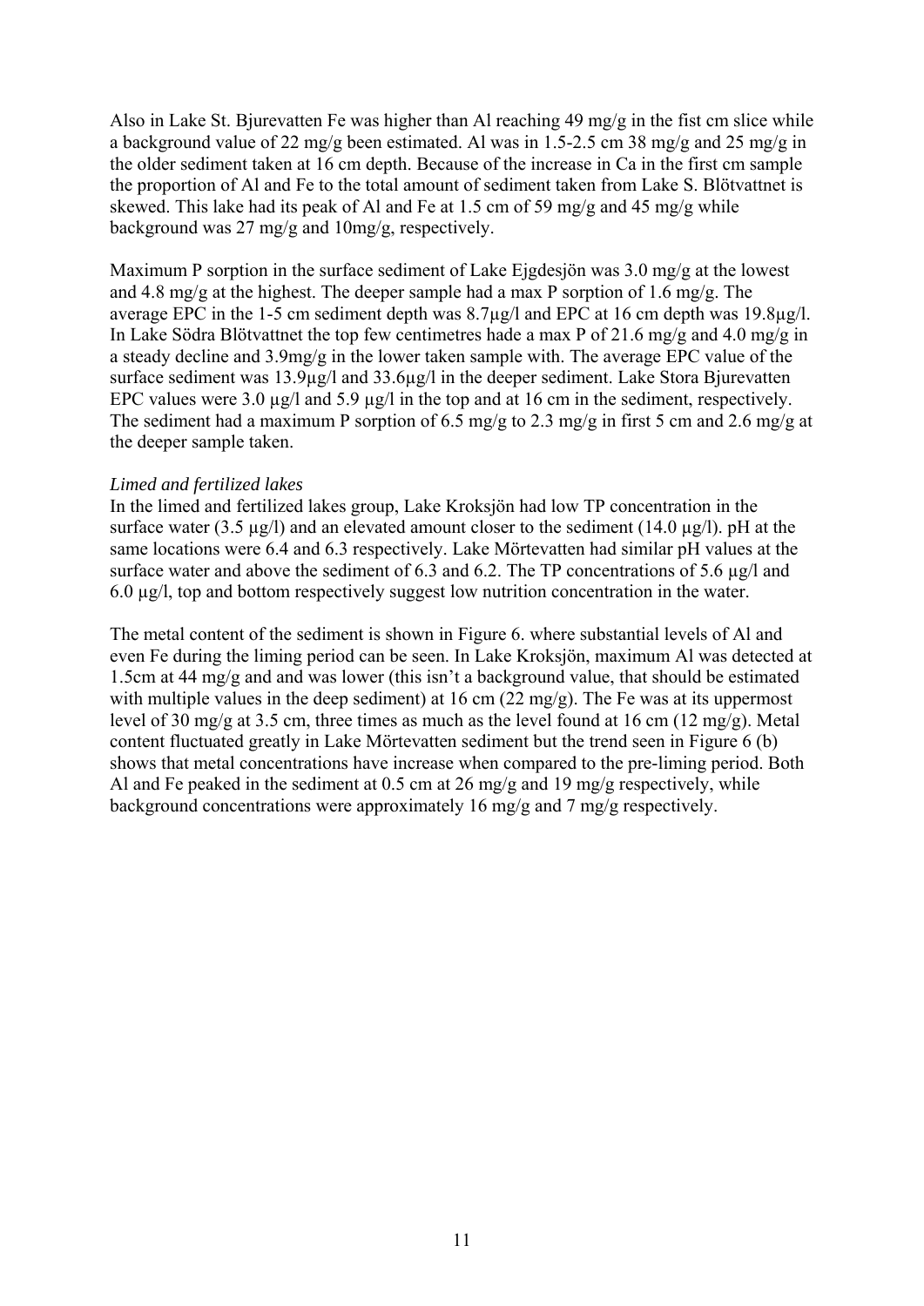Also in Lake St. Bjurevatten Fe was higher than Al reaching 49 mg/g in the fist cm slice while a background value of 22 mg/g been estimated. Al was in 1.5-2.5 cm 38 mg/g and 25 mg/g in the older sediment taken at 16 cm depth. Because of the increase in Ca in the first cm sample the proportion of Al and Fe to the total amount of sediment taken from Lake S. Blötvattnet is skewed. This lake had its peak of Al and Fe at 1.5 cm of 59 mg/g and 45 mg/g while background was 27 mg/g and 10mg/g, respectively.

Maximum P sorption in the surface sediment of Lake Ejgdesjön was 3.0 mg/g at the lowest and 4.8 mg/g at the highest. The deeper sample had a max P sorption of 1.6 mg/g. The average EPC in the 1-5 cm sediment depth was 8.7µg/l and EPC at 16 cm depth was 19.8µg/l. In Lake Södra Blötvattnet the top few centimetres hade a max P of 21.6 mg/g and 4.0 mg/g in a steady decline and 3.9mg/g in the lower taken sample with. The average EPC value of the surface sediment was 13.9µg/l and 33.6µg/l in the deeper sediment. Lake Stora Bjurevatten EPC values were 3.0 µg/l and 5.9 µg/l in the top and at 16 cm in the sediment, respectively. The sediment had a maximum P sorption of 6.5 mg/g to 2.3 mg/g in first 5 cm and 2.6 mg/g at the deeper sample taken.

*Limed and fertilized lakes*

In the limed and fertilized lakes group, Lake Kroksjön had low TP concentration in the surface water (3.5 µg/l) and an elevated amount closer to the sediment (14.0 µg/l). pH at the same locations were 6.4 and 6.3 respectively. Lake Mörtevatten had similar pH values at the surface water and above the sediment of 6.3 and 6.2. The TP concentrations of 5.6 µg/l and 6.0 µg/l, top and bottom respectively suggest low nutrition concentration in the water.

The metal content of the sediment is shown in Figure 6. where substantial levels of Al and even Fe during the liming period can be seen. In Lake Kroksjön, maximum Al was detected at 1.5cm at 44 mg/g and and was lower (this isn't a background value, that should be estimated with multiple values in the deep sediment) at 16 cm (22 mg/g). The Fe was at its uppermost level of 30 mg/g at 3.5 cm, three times as much as the level found at 16 cm (12 mg/g). Metal content fluctuated greatly in Lake Mörtevatten sediment but the trend seen in Figure 6 (b) shows that metal concentrations have increase when compared to the pre-liming period. Both Al and Fe peaked in the sediment at 0.5 cm at 26 mg/g and 19 mg/g respectively, while background concentrations were approximately 16 mg/g and 7 mg/g respectively.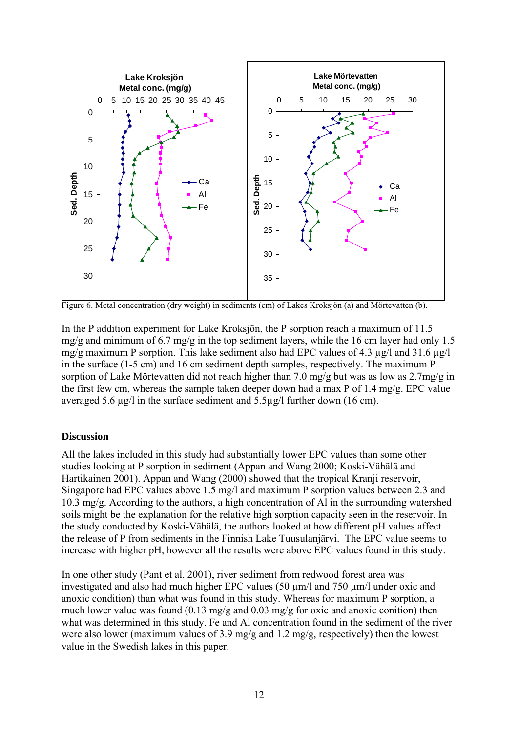Figure 6. Metal concentration (dry weight) in sediments (cm) of Lakes Kroksjön (a) and Mörtevatten (b).

In the P addition experiment for Lake Kroksjön, the P sorption reach a maximum of 11.5 mg/g and minimum of 6.7 mg/g in the top sediment layers, while the 16 cm layer had only 1.5 mg/g maximum P sorption. This lake sediment also had EPC values of 4.3 µg/l and 31.6 µg/l in the surface (1-5 cm) and 16 cm sediment depth samples, respectively. The maximum P sorption of Lake Mörtevatten did not reach higher than 7.0 mg/g but was as low as 2.7mg/g in the first few cm, whereas the sample taken deeper down had a max P of 1.4 mg/g. EPC value averaged 5.6 µg/l in the surface sediment and 5.5µg/l further down (16 cm).

## Discussion

All the lakes included in this study had substantially lower EPC values than some other studies looking at P sorption in sediment (Appan and Wang 2000; Koski-Vähälä and Hartikainen 2001). Appan and Wang (2000) showed that the tropical Kranji reservoir, Singapore had EPC values above 1.5 mg/l and maximum P sorption values between 2.3 and 10.3 mg/g. According to the authors, a high concentration of Al in the surrounding watershed soils might be the explanation for the relative high sorption capacity seen in the reservoir. In the study conducted by Koski-Vähälä, the authors looked at how different pH values affect the release of P from sediments in the Finnish Lake Tuusulanjärvi. The EPC value seems to increase with higher pH, however all the results were above EPC values found in this study.

In one other study (Pant et al. 2001), river sediment from redwood forest area was investigated and also had much higher EPC values (50 µm/l and 750 µm/l under oxic and anoxic condition) than what was found in this study. Whereas for maximum P sorption, a much lower value was found (0.13 mg/g and 0.03 mg/g for oxic and anoxic conition) then what was determined in this study. Fe and Al concentration found in the sediment of the river were also lower (maximum values of 3.9 mg/g and 1.2 mg/g, respectively) then the lowest value in the Swedish lakes in this paper.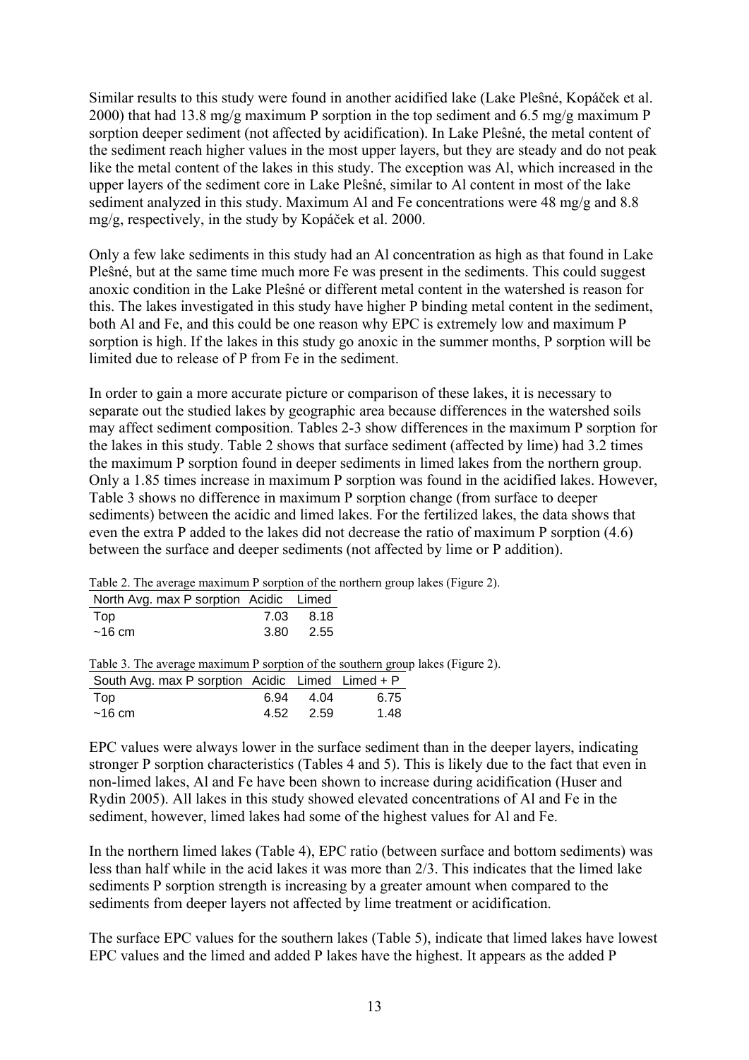Similar results to this study were found in another acidified lake (Lake Pleŝné, Kopáček et al. 2000) that had 13.8 mg/g maximum P sorption in the top sediment and 6.5 mg/g maximum P sorption deeper sediment (not affected by acidification). In Lake Pleŝné, the metal content of the sediment reach higher values in the most upper layers, but they are steady and do not peak like the metal content of the lakes in this study. The exception was Al, which increased in the upper layers of the sediment core in Lake Pleŝné, similar to Al content in most of the lake sediment analyzed in this study. Maximum Al and Fe concentrations were 48 mg/g and 8.8 mg/g, respectively, in the study by Kopáček et al. 2000.

Only a few lake sediments in this study had an Al concentration as high as that found in Lake Pleŝné, but at the same time much more Fe was present in the sediments. This could suggest anoxic condition in the Lake Pleŝné or different metal content in the watershed is reason for this. The lakes investigated in this study have higher P binding metal content in the sediment, both Al and Fe, and this could be one reason why EPC is extremely low and maximum P sorption is high. If the lakes in this study go anoxic in the summer months, P sorption will be limited due to release of P from Fe in the sediment.

In order to gain a more accurate picture or comparison of these lakes, it is necessary to separate out the studied lakes by geographic area because differences in the watershed soils may affect sediment composition. Tables 2-3 show differences in the maximum P sorption for the lakes in this study. Table 2 shows that surface sediment (affected by lime) had 3.2 times the maximum P sorption found in deeper sediments in limed lakes from the northern group. Only a 1.85 times increase in maximum P sorption was found in the acidified lakes. However, Table 3 shows no difference in maximum P sorption change (from surface to deeper sediments) between the acidic and limed lakes. For the fertilized lakes, the data shows that even the extra P added to the lakes did not decrease the ratio of maximum P sorption (4.6) between the surface and deeper sediments (not affected by lime or P addition).

Table 2. The average maximum P sorption of the northern group lakes (Figure 2).

| North Avg. max P sorption | Acidic | Limed |
|---|---|---|
| Top | 7.03 | 8.18 |
| ~16 cm | 3.80 | 2.55 |

Table 3. The average maximum P sorption of the southern group lakes (Figure 2).

| South Avg. max P sorption | Acidic | Limed | Limed + P |
|---|---|---|---|
| Top | 6.94 | 4.04 | 6.75 |
| ~16 cm | 4.52 | 2.59 | 1.48 |

EPC values were always lower in the surface sediment than in the deeper layers, indicating stronger P sorption characteristics (Tables 4 and 5). This is likely due to the fact that even in non-limed lakes, Al and Fe have been shown to increase during acidification (Huser and Rydin 2005). All lakes in this study showed elevated concentrations of Al and Fe in the sediment, however, limed lakes had some of the highest values for Al and Fe.

In the northern limed lakes (Table 4), EPC ratio (between surface and bottom sediments) was less than half while in the acid lakes it was more than 2/3. This indicates that the limed lake sediments P sorption strength is increasing by a greater amount when compared to the sediments from deeper layers not affected by lime treatment or acidification.

The surface EPC values for the southern lakes (Table 5), indicate that limed lakes have lowest EPC values and the limed and added P lakes have the highest. It appears as the added P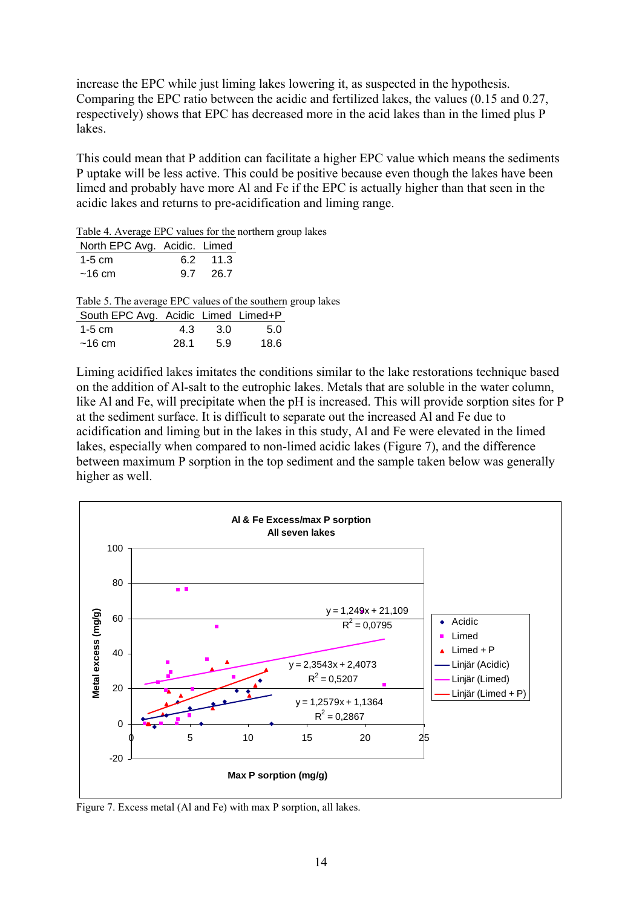increase the EPC while just liming lakes lowering it, as suspected in the hypothesis. Comparing the EPC ratio between the acidic and fertilized lakes, the values (0.15 and 0.27, respectively) shows that EPC has decreased more in the acid lakes than in the limed plus P lakes.

This could mean that P addition can facilitate a higher EPC value which means the sediments P uptake will be less active. This could be positive because even though the lakes have been limed and probably have more Al and Fe if the EPC is actually higher than that seen in the acidic lakes and returns to pre-acidification and liming range.

Table 4. Average EPC values for the northern group lakes

| North EPC Avg. | Acidic. | Limed |
|---|---|---|
| 1-5 cm | 6.2 | 11.3 |
| ~16 cm | 9.7 | 26.7 |

Table 5. The average EPC values of the southern group lakes

| South EPC Avg. | Acidic | Limed | Limed+P |
|---|---|---|---|
| 1-5 cm | 4.3 | 3.0 | 5.0 |
| ~16 cm | 28.1 | 5.9 | 18.6 |

Liming acidified lakes imitates the conditions similar to the lake restorations technique based on the addition of Al-salt to the eutrophic lakes. Metals that are soluble in the water column, like Al and Fe, will precipitate when the pH is increased. This will provide sorption sites for P at the sediment surface. It is difficult to separate out the increased Al and Fe due to acidification and liming but in the lakes in this study, Al and Fe were elevated in the limed lakes, especially when compared to non-limed acidic lakes (Figure 7), and the difference between maximum P sorption in the top sediment and the sample taken below was generally higher as well.

Figure 7. Excess metal (Al and Fe) with max P sorption, all lakes.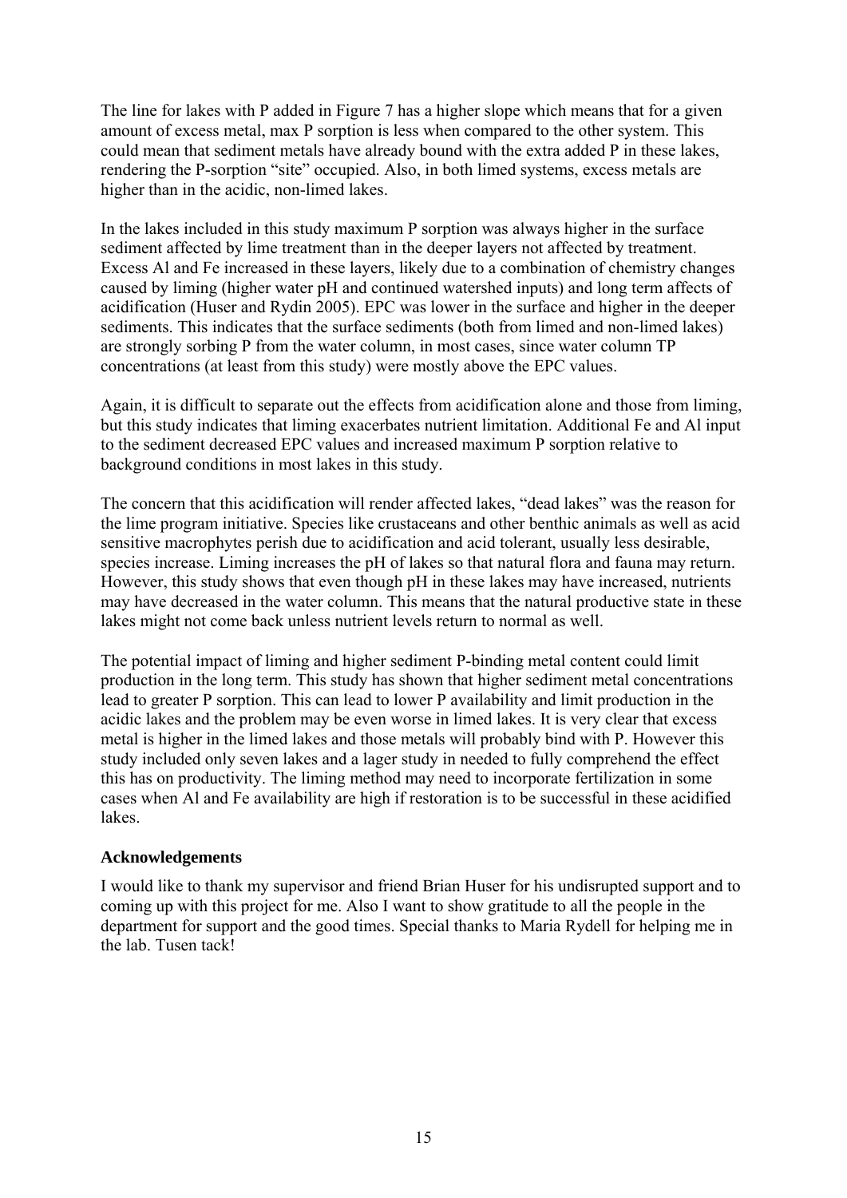The line for lakes with P added in Figure 7 has a higher slope which means that for a given amount of excess metal, max P sorption is less when compared to the other system. This could mean that sediment metals have already bound with the extra added P in these lakes, rendering the P-sorption "site" occupied. Also, in both limed systems, excess metals are higher than in the acidic, non-limed lakes.

In the lakes included in this study maximum P sorption was always higher in the surface sediment affected by lime treatment than in the deeper layers not affected by treatment. Excess Al and Fe increased in these layers, likely due to a combination of chemistry changes caused by liming (higher water pH and continued watershed inputs) and long term affects of acidification (Huser and Rydin 2005). EPC was lower in the surface and higher in the deeper sediments. This indicates that the surface sediments (both from limed and non-limed lakes) are strongly sorbing P from the water column, in most cases, since water column TP concentrations (at least from this study) were mostly above the EPC values.

Again, it is difficult to separate out the effects from acidification alone and those from liming, but this study indicates that liming exacerbates nutrient limitation. Additional Fe and Al input to the sediment decreased EPC values and increased maximum P sorption relative to background conditions in most lakes in this study.

The concern that this acidification will render affected lakes, "dead lakes" was the reason for the lime program initiative. Species like crustaceans and other benthic animals as well as acid sensitive macrophytes perish due to acidification and acid tolerant, usually less desirable, species increase. Liming increases the pH of lakes so that natural flora and fauna may return. However, this study shows that even though pH in these lakes may have increased, nutrients may have decreased in the water column. This means that the natural productive state in these lakes might not come back unless nutrient levels return to normal as well.

The potential impact of liming and higher sediment P-binding metal content could limit production in the long term. This study has shown that higher sediment metal concentrations lead to greater P sorption. This can lead to lower P availability and limit production in the acidic lakes and the problem may be even worse in limed lakes. It is very clear that excess metal is higher in the limed lakes and those metals will probably bind with P. However this study included only seven lakes and a lager study in needed to fully comprehend the effect this has on productivity. The liming method may need to incorporate fertilization in some cases when Al and Fe availability are high if restoration is to be successful in these acidified lakes.

### Acknowledgements

I would like to thank my supervisor and friend Brian Huser for his undisrupted support and to coming up with this project for me. Also I want to show gratitude to all the people in the department for support and the good times. Special thanks to Maria Rydell for helping me in the lab. Tusen tack!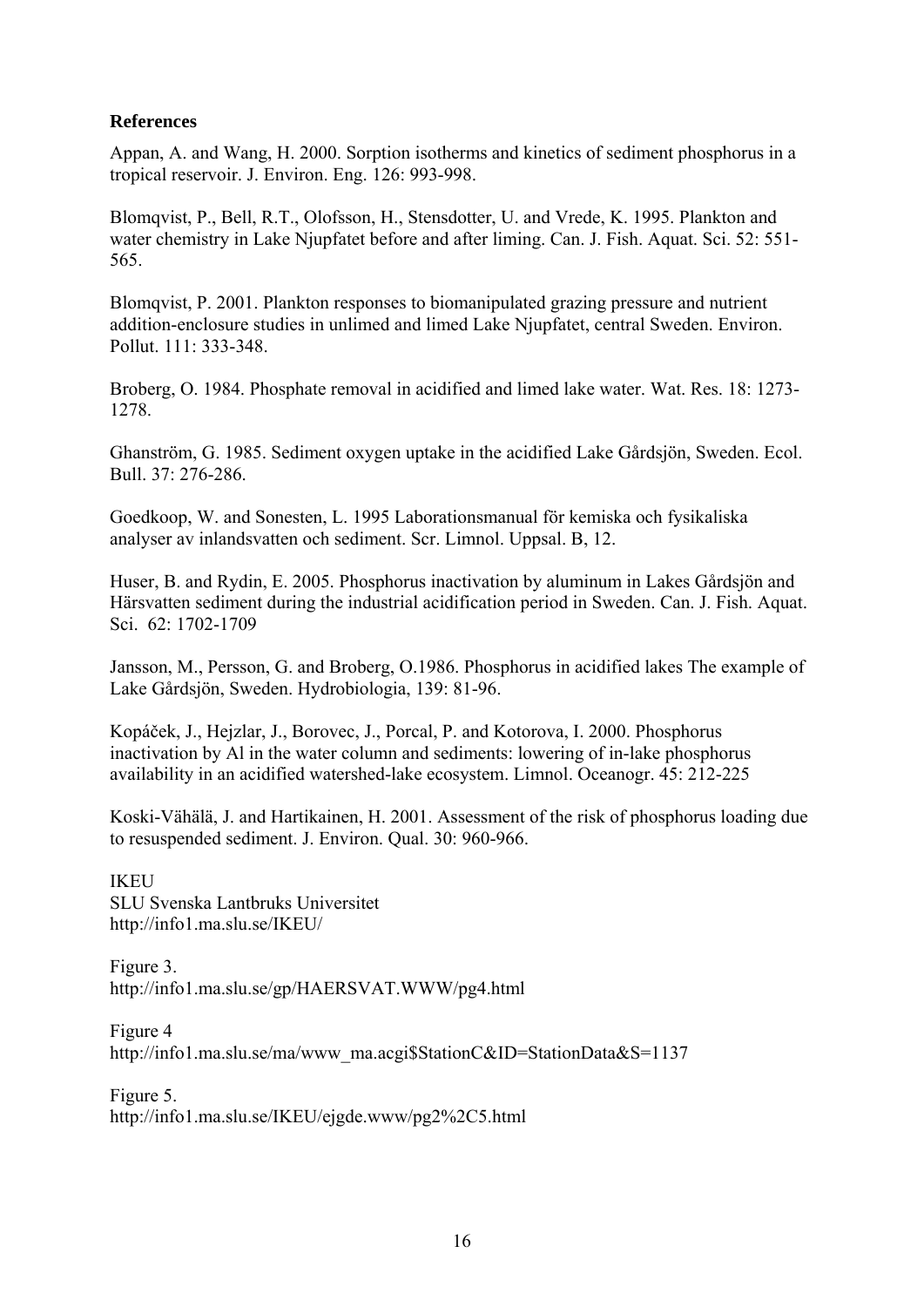**References**

Appan, A. and Wang, H. 2000. Sorption isotherms and kinetics of sediment phosphorus in a tropical reservoir. J. Environ. Eng. 126: 993-998.

Blomqvist, P., Bell, R.T., Olofsson, H., Stensdotter, U. and Vrede, K. 1995. Plankton and water chemistry in Lake Njupfatet before and after liming. Can. J. Fish. Aquat. Sci. 52: 551-565.

Blomqvist, P. 2001. Plankton responses to biomanipulated grazing pressure and nutrient addition-enclosure studies in unlimed and limed Lake Njupfatet, central Sweden. Environ. Pollut. 111: 333-348.

Broberg, O. 1984. Phosphate removal in acidified and limed lake water. Wat. Res. 18: 1273-1278.

Ghanström, G. 1985. Sediment oxygen uptake in the acidified Lake Gårdsjön, Sweden. Ecol. Bull. 37: 276-286.

Goedkoop, W. and Sonesten, L. 1995 Laborationsmanual för kemiska och fysikaliska analyser av inlandsvatten och sediment. Scr. Limnol. Uppsal. B, 12.

Huser, B. and Rydin, E. 2005. Phosphorus inactivation by aluminum in Lakes Gårdsjön and Härsvatten sediment during the industrial acidification period in Sweden. Can. J. Fish. Aquat. Sci. 62: 1702-1709

Jansson, M., Persson, G. and Broberg, O.1986. Phosphorus in acidified lakes The example of Lake Gårdsjön, Sweden. Hydrobiologia, 139: 81-96.

Kopáček, J., Hejzlar, J., Borovec, J., Porcal, P. and Kotorova, I. 2000. Phosphorus inactivation by Al in the water column and sediments: lowering of in-lake phosphorus availability in an acidified watershed-lake ecosystem. Limnol. Oceanogr. 45: 212-225

Koski-Vähälä, J. and Hartikainen, H. 2001. Assessment of the risk of phosphorus loading due to resuspended sediment. J. Environ. Qual. 30: 960-966.

IKEU
SLU Svenska Lantbruks Universitet
http://info1.ma.slu.se/IKEU/

Figure 3.
http://info1.ma.slu.se/gp/HAERSVAT.WWW/pg4.html

Figure 4
http://info1.ma.slu.se/ma/www_ma.acgi$StationC&ID=StationData&S=1137

Figure 5.
http://info1.ma.slu.se/IKEU/ejgde.www/pg2%2C5.html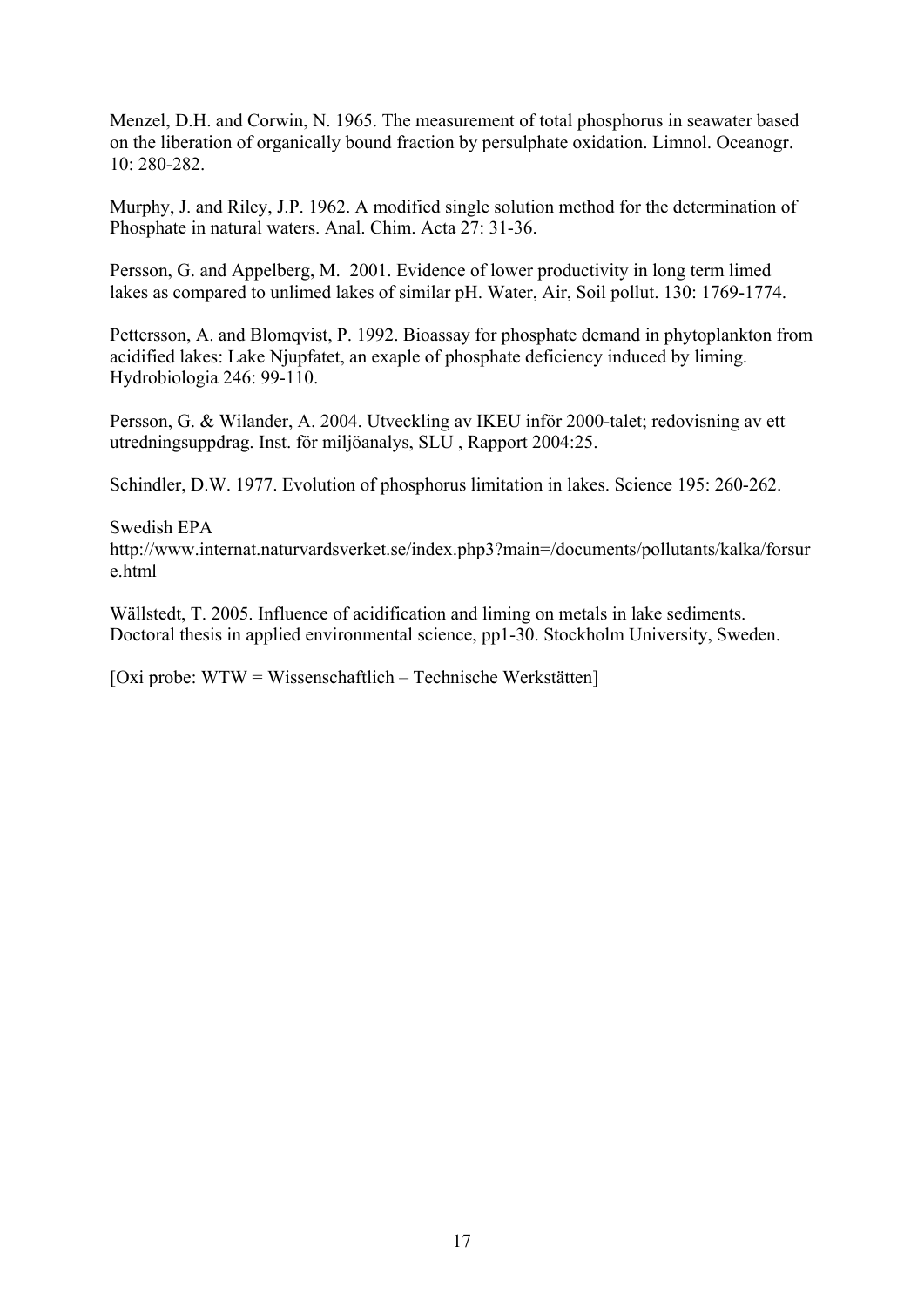Menzel, D.H. and Corwin, N. 1965. The measurement of total phosphorus in seawater based on the liberation of organically bound fraction by persulphate oxidation. Limnol. Oceanogr. 10: 280-282.

Murphy, J. and Riley, J.P. 1962. A modified single solution method for the determination of Phosphate in natural waters. Anal. Chim. Acta 27: 31-36.

Persson, G. and Appelberg, M. 2001. Evidence of lower productivity in long term limed lakes as compared to unlimed lakes of similar pH. Water, Air, Soil pollut. 130: 1769-1774.

Pettersson, A. and Blomqvist, P. 1992. Bioassay for phosphate demand in phytoplankton from acidified lakes: Lake Njupfatet, an exaple of phosphate deficiency induced by liming. Hydrobiologia 246: 99-110.

Persson, G. & Wilander, A. 2004. Utveckling av IKEU inför 2000-talet; redovisning av ett utredningsuppdrag. Inst. för miljöanalys, SLU , Rapport 2004:25.

Schindler, D.W. 1977. Evolution of phosphorus limitation in lakes. Science 195: 260-262.

Swedish EPA
http://www.internat.naturvardsverket.se/index.php3?main=/documents/pollutants/kalka/forsure.html

Wällstedt, T. 2005. Influence of acidification and liming on metals in lake sediments. Doctoral thesis in applied environmental science, pp1-30. Stockholm University, Sweden.

[Oxi probe: WTW = Wissenschaftlich – Technische Werkstätten]